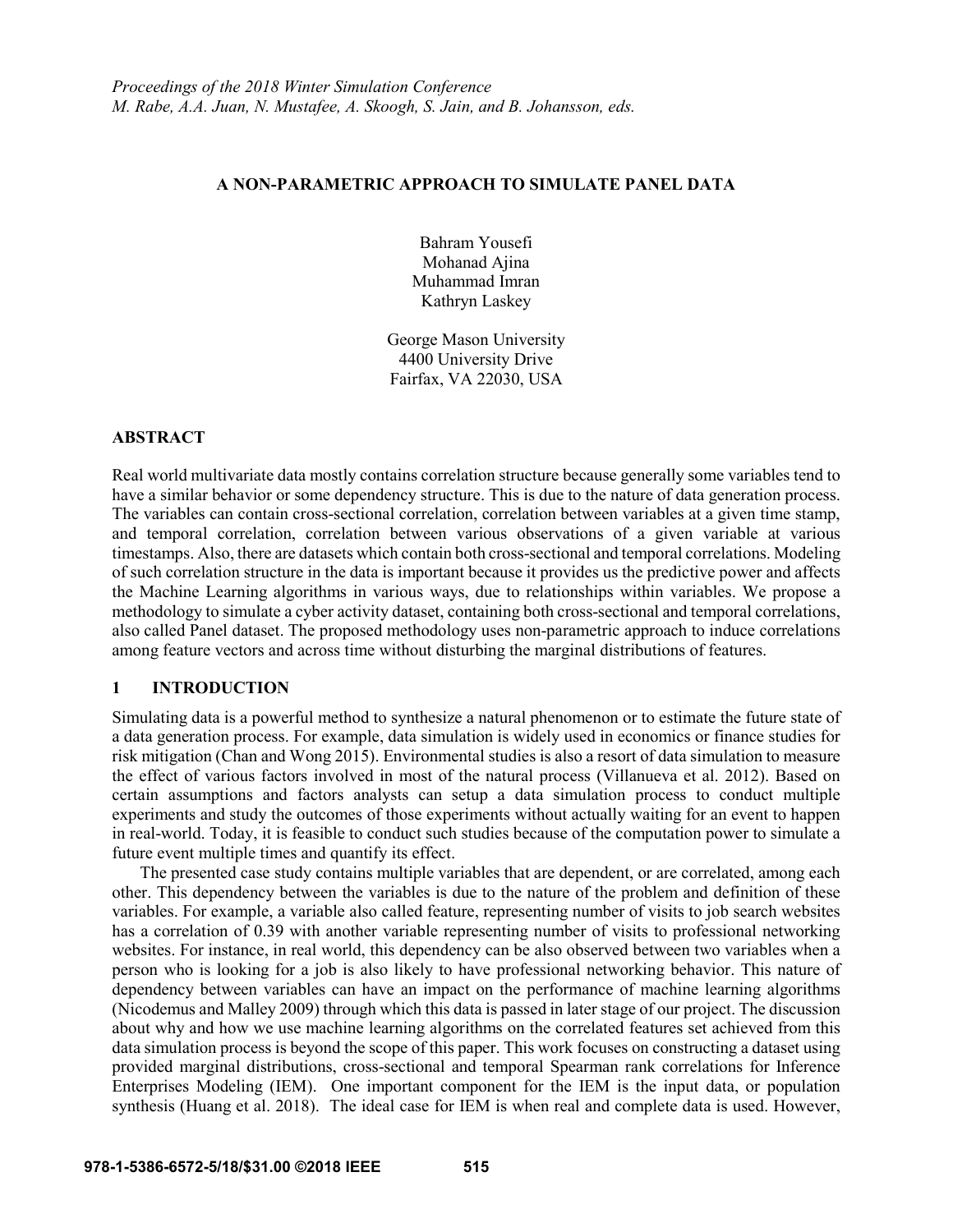*Proceedings of the 2018 Winter Simulation Conference*
*M. Rabe, A.A. Juan, N. Mustafee, A. Skoogh, S. Jain, and B. Johansson, eds.*

# A NON-PARAMETRIC APPROACH TO SIMULATE PANEL DATA

Bahram Yousefi
Mohanad Ajina
Muhammad Imran
Kathryn Laskey

George Mason University
4400 University Drive
Fairfax, VA 22030, USA

## ABSTRACT

Real world multivariate data mostly contains correlation structure because generally some variables tend to have a similar behavior or some dependency structure. This is due to the nature of data generation process. The variables can contain cross-sectional correlation, correlation between variables at a given time stamp, and temporal correlation, correlation between various observations of a given variable at various timestamps. Also, there are datasets which contain both cross-sectional and temporal correlations. Modeling of such correlation structure in the data is important because it provides us the predictive power and affects the Machine Learning algorithms in various ways, due to relationships within variables. We propose a methodology to simulate a cyber activity dataset, containing both cross-sectional and temporal correlations, also called Panel dataset. The proposed methodology uses non-parametric approach to induce correlations among feature vectors and across time without disturbing the marginal distributions of features.

## 1 INTRODUCTION

Simulating data is a powerful method to synthesize a natural phenomenon or to estimate the future state of a data generation process. For example, data simulation is widely used in economics or finance studies for risk mitigation (Chan and Wong 2015). Environmental studies is also a resort of data simulation to measure the effect of various factors involved in most of the natural process (Villanueva et al. 2012). Based on certain assumptions and factors analysts can setup a data simulation process to conduct multiple experiments and study the outcomes of those experiments without actually waiting for an event to happen in real-world. Today, it is feasible to conduct such studies because of the computation power to simulate a future event multiple times and quantify its effect.

The presented case study contains multiple variables that are dependent, or are correlated, among each other. This dependency between the variables is due to the nature of the problem and definition of these variables. For example, a variable also called feature, representing number of visits to job search websites has a correlation of 0.39 with another variable representing number of visits to professional networking websites. For instance, in real world, this dependency can be also observed between two variables when a person who is looking for a job is also likely to have professional networking behavior. This nature of dependency between variables can have an impact on the performance of machine learning algorithms (Nicodemus and Malley 2009) through which this data is passed in later stage of our project. The discussion about why and how we use machine learning algorithms on the correlated features set achieved from this data simulation process is beyond the scope of this paper. This work focuses on constructing a dataset using provided marginal distributions, cross-sectional and temporal Spearman rank correlations for Inference Enterprises Modeling (IEM). One important component for the IEM is the input data, or population synthesis (Huang et al. 2018). The ideal case for IEM is when real and complete data is used. However,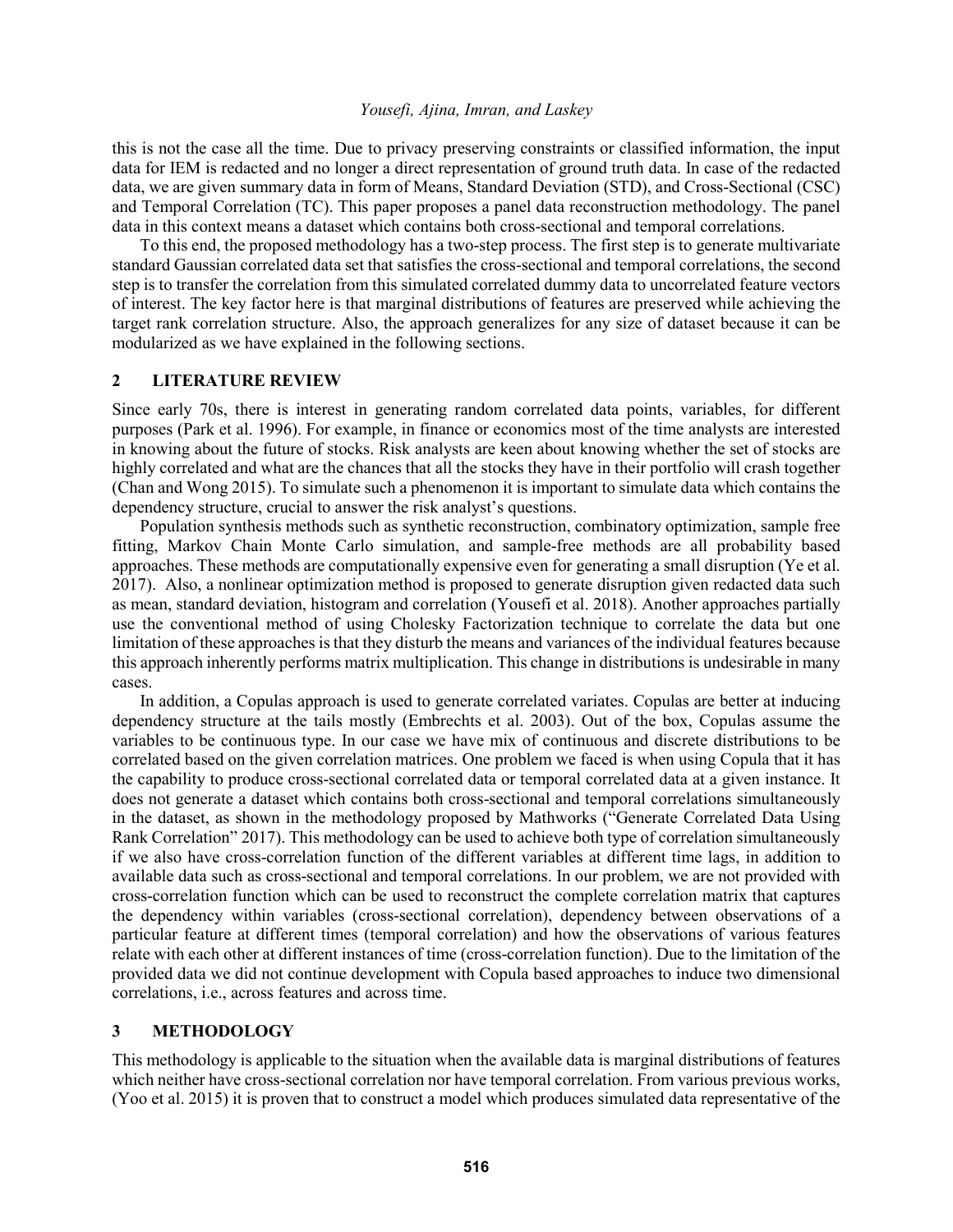this is not the case all the time. Due to privacy preserving constraints or classified information, the input data for IEM is redacted and no longer a direct representation of ground truth data. In case of the redacted data, we are given summary data in form of Means, Standard Deviation (STD), and Cross-Sectional (CSC) and Temporal Correlation (TC). This paper proposes a panel data reconstruction methodology. The panel data in this context means a dataset which contains both cross-sectional and temporal correlations.

To this end, the proposed methodology has a two-step process. The first step is to generate multivariate standard Gaussian correlated data set that satisfies the cross-sectional and temporal correlations, the second step is to transfer the correlation from this simulated correlated dummy data to uncorrelated feature vectors of interest. The key factor here is that marginal distributions of features are preserved while achieving the target rank correlation structure. Also, the approach generalizes for any size of dataset because it can be modularized as we have explained in the following sections.

## 2 LITERATURE REVIEW

Since early 70s, there is interest in generating random correlated data points, variables, for different purposes (Park et al. 1996). For example, in finance or economics most of the time analysts are interested in knowing about the future of stocks. Risk analysts are keen about knowing whether the set of stocks are highly correlated and what are the chances that all the stocks they have in their portfolio will crash together (Chan and Wong 2015). To simulate such a phenomenon it is important to simulate data which contains the dependency structure, crucial to answer the risk analyst's questions.

Population synthesis methods such as synthetic reconstruction, combinatory optimization, sample free fitting, Markov Chain Monte Carlo simulation, and sample-free methods are all probability based approaches. These methods are computationally expensive even for generating a small disruption (Ye et al. 2017). Also, a nonlinear optimization method is proposed to generate disruption given redacted data such as mean, standard deviation, histogram and correlation (Yousefi et al. 2018). Another approaches partially use the conventional method of using Cholesky Factorization technique to correlate the data but one limitation of these approaches is that they disturb the means and variances of the individual features because this approach inherently performs matrix multiplication. This change in distributions is undesirable in many cases.

In addition, a Copulas approach is used to generate correlated variates. Copulas are better at inducing dependency structure at the tails mostly (Embrechts et al. 2003). Out of the box, Copulas assume the variables to be continuous type. In our case we have mix of continuous and discrete distributions to be correlated based on the given correlation matrices. One problem we faced is when using Copula that it has the capability to produce cross-sectional correlated data or temporal correlated data at a given instance. It does not generate a dataset which contains both cross-sectional and temporal correlations simultaneously in the dataset, as shown in the methodology proposed by Mathworks ("Generate Correlated Data Using Rank Correlation" 2017). This methodology can be used to achieve both type of correlation simultaneously if we also have cross-correlation function of the different variables at different time lags, in addition to available data such as cross-sectional and temporal correlations. In our problem, we are not provided with cross-correlation function which can be used to reconstruct the complete correlation matrix that captures the dependency within variables (cross-sectional correlation), dependency between observations of a particular feature at different times (temporal correlation) and how the observations of various features relate with each other at different instances of time (cross-correlation function). Due to the limitation of the provided data we did not continue development with Copula based approaches to induce two dimensional correlations, i.e., across features and across time.

## 3 METHODOLOGY

This methodology is applicable to the situation when the available data is marginal distributions of features which neither have cross-sectional correlation nor have temporal correlation. From various previous works, (Yoo et al. 2015) it is proven that to construct a model which produces simulated data representative of the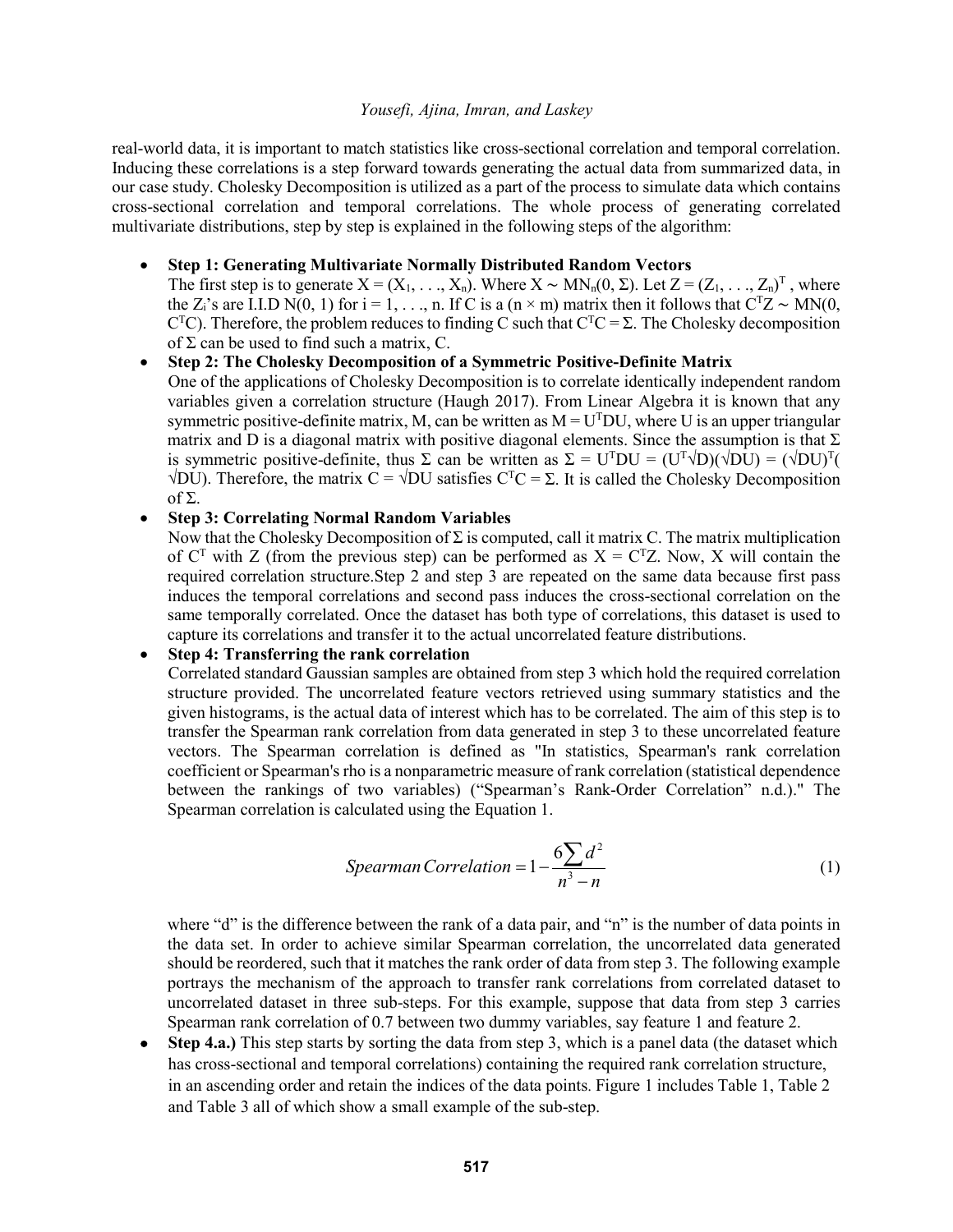real-world data, it is important to match statistics like cross-sectional correlation and temporal correlation. Inducing these correlations is a step forward towards generating the actual data from summarized data, in our case study. Cholesky Decomposition is utilized as a part of the process to simulate data which contains cross-sectional correlation and temporal correlations. The whole process of generating correlated multivariate distributions, step by step is explained in the following steps of the algorithm:

- **Step 1: Generating Multivariate Normally Distributed Random Vectors**
  The first step is to generate $X = (X_1, \ldots, X_n)$. Where $X \sim MN_n(0, \Sigma)$. Let $Z = (Z_1, \ldots, Z_n)^T$ , where the $Z_i$'s are I.I.D $N(0, 1)$ for $i = 1, \ldots, n$. If C is a $(n \times m)$ matrix then it follows that $C^TZ \sim MN(0, C^TC)$. Therefore, the problem reduces to finding C such that $C^TC = \Sigma$. The Cholesky decomposition of $\Sigma$ can be used to find such a matrix, C.
- **Step 2: The Cholesky Decomposition of a Symmetric Positive-Definite Matrix**
  One of the applications of Cholesky Decomposition is to correlate identically independent random variables given a correlation structure (Haugh 2017). From Linear Algebra it is known that any symmetric positive-definite matrix, M, can be written as $M = U^TDU$, where U is an upper triangular matrix and D is a diagonal matrix with positive diagonal elements. Since the assumption is that $\Sigma$ is symmetric positive-definite, thus $\Sigma$ can be written as $\Sigma = U^TDU = (U^T\sqrt{D})(\sqrt{D}U) = (\sqrt{D}U)^T(\sqrt{D}U)$. Therefore, the matrix $C = \sqrt{D}U$ satisfies $C^TC = \Sigma$. It is called the Cholesky Decomposition of $\Sigma$.
- **Step 3: Correlating Normal Random Variables**
  Now that the Cholesky Decomposition of $\Sigma$ is computed, call it matrix C. The matrix multiplication of $C^T$ with Z (from the previous step) can be performed as $X = C^TZ$. Now, X will contain the required correlation structure.Step 2 and step 3 are repeated on the same data because first pass induces the temporal correlations and second pass induces the cross-sectional correlation on the same temporally correlated. Once the dataset has both type of correlations, this dataset is used to capture its correlations and transfer it to the actual uncorrelated feature distributions.
- **Step 4: Transferring the rank correlation**
  Correlated standard Gaussian samples are obtained from step 3 which hold the required correlation structure provided. The uncorrelated feature vectors retrieved using summary statistics and the given histograms, is the actual data of interest which has to be correlated. The aim of this step is to transfer the Spearman rank correlation from data generated in step 3 to these uncorrelated feature vectors. The Spearman correlation is defined as "In statistics, Spearman's rank correlation coefficient or Spearman's rho is a nonparametric measure of rank correlation (statistical dependence between the rankings of two variables) ("Spearman's Rank-Order Correlation" n.d.)." The Spearman correlation is calculated using the Equation 1.

$$Spearman\,Correlation = 1 - \frac{6\sum d^2}{n^3 - n} \tag{1}$$

  where "d" is the difference between the rank of a data pair, and "n" is the number of data points in the data set. In order to achieve similar Spearman correlation, the uncorrelated data generated should be reordered, such that it matches the rank order of data from step 3. The following example portrays the mechanism of the approach to transfer rank correlations from correlated dataset to uncorrelated dataset in three sub-steps. For this example, suppose that data from step 3 carries Spearman rank correlation of 0.7 between two dummy variables, say feature 1 and feature 2.
- **Step 4.a.)** This step starts by sorting the data from step 3, which is a panel data (the dataset which has cross-sectional and temporal correlations) containing the required rank correlation structure, in an ascending order and retain the indices of the data points. Figure 1 includes Table 1, Table 2 and Table 3 all of which show a small example of the sub-step.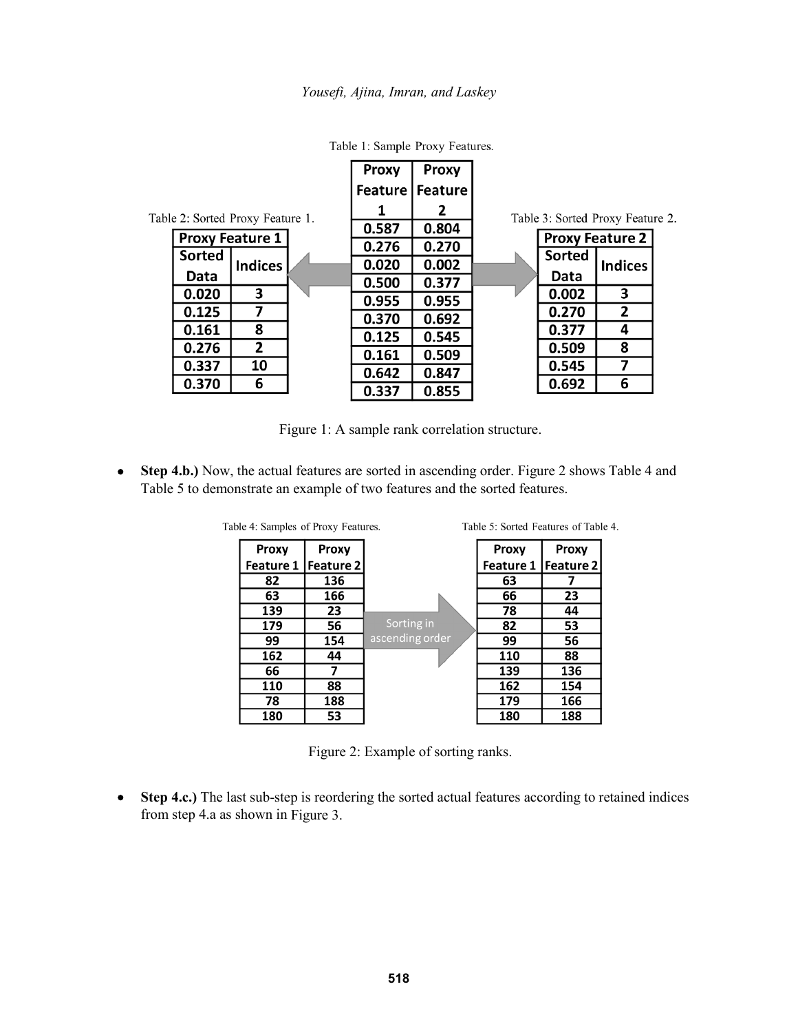Table 1: Sample Proxy Features.

| Proxy Feature 1 | Proxy Feature 2 |
|---|---|
| 0.587 | 0.804 |
| 0.276 | 0.270 |
| 0.020 | 0.002 |
| 0.500 | 0.377 |
| 0.955 | 0.955 |
| 0.370 | 0.692 |
| 0.125 | 0.545 |
| 0.161 | 0.509 |
| 0.642 | 0.847 |
| 0.337 | 0.855 |

Table 2: Sorted Proxy Feature 1.

| Proxy Feature 1 | |
|---|---|
| Sorted Data | Indices |
| 0.020 | 3 |
| 0.125 | 7 |
| 0.161 | 8 |
| 0.276 | 2 |
| 0.337 | 10 |
| 0.370 | 6 |

Table 3: Sorted Proxy Feature 2.

| Proxy Feature 2 | |
|---|---|
| Sorted Data | Indices |
| 0.002 | 3 |
| 0.270 | 2 |
| 0.377 | 4 |
| 0.509 | 8 |
| 0.545 | 7 |
| 0.692 | 6 |

Figure 1: A sample rank correlation structure.

- **Step 4.b.)** Now, the actual features are sorted in ascending order. Figure 2 shows Table 4 and Table 5 to demonstrate an example of two features and the sorted features.

Table 4: Samples of Proxy Features.

| Proxy Feature 1 | Proxy Feature 2 |
|---|---|
| 82 | 136 |
| 63 | 166 |
| 139 | 23 |
| 179 | 56 |
| 99 | 154 |
| 162 | 44 |
| 66 | 7 |
| 110 | 88 |
| 78 | 188 |
| 180 | 53 |

Sorting in ascending order

Table 5: Sorted Features of Table 4.

| Proxy Feature 1 | Proxy Feature 2 |
|---|---|
| 63 | 7 |
| 66 | 23 |
| 78 | 44 |
| 82 | 53 |
| 99 | 56 |
| 110 | 88 |
| 139 | 136 |
| 162 | 154 |
| 179 | 166 |
| 180 | 188 |

Figure 2: Example of sorting ranks.

- **Step 4.c.)** The last sub-step is reordering the sorted actual features according to retained indices from step 4.a as shown in Figure 3.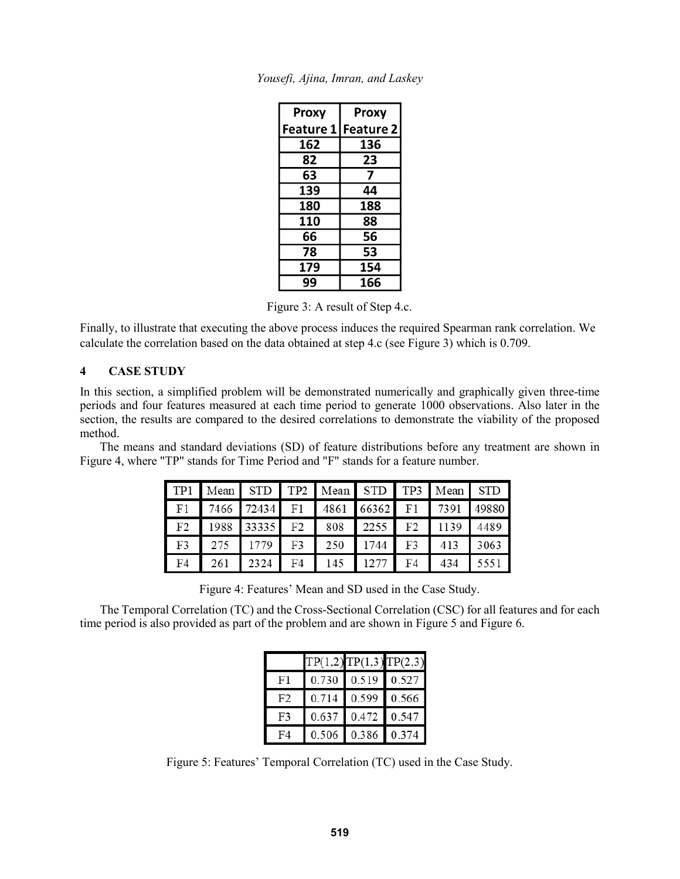| Proxy Feature 1 | Proxy Feature 2 |
|---|---|
| 162 | 136 |
| 82 | 23 |
| 63 | 7 |
| 139 | 44 |
| 180 | 188 |
| 110 | 88 |
| 66 | 56 |
| 78 | 53 |
| 179 | 154 |
| 99 | 166 |

Figure 3: A result of Step 4.c.

Finally, to illustrate that executing the above process induces the required Spearman rank correlation. We calculate the correlation based on the data obtained at step 4.c (see Figure 3) which is 0.709.

## 4 CASE STUDY

In this section, a simplified problem will be demonstrated numerically and graphically given three-time periods and four features measured at each time period to generate 1000 observations. Also later in the section, the results are compared to the desired correlations to demonstrate the viability of the proposed method.

The means and standard deviations (SD) of feature distributions before any treatment are shown in Figure 4, where "TP" stands for Time Period and "F" stands for a feature number.

| TP1 | Mean | STD | TP2 | Mean | STD | TP3 | Mean | STD |
|---|---|---|---|---|---|---|---|---|
| F1 | 7466 | 72434 | F1 | 4861 | 66362 | F1 | 7391 | 49880 |
| F2 | 1988 | 33335 | F2 | 808 | 2255 | F2 | 1139 | 4489 |
| F3 | 275 | 1779 | F3 | 250 | 1744 | F3 | 413 | 3063 |
| F4 | 261 | 2324 | F4 | 145 | 1277 | F4 | 434 | 5551 |

Figure 4: Features' Mean and SD used in the Case Study.

The Temporal Correlation (TC) and the Cross-Sectional Correlation (CSC) for all features and for each time period is also provided as part of the problem and are shown in Figure 5 and Figure 6.

| | TP(1,2) | TP(1,3) | TP(2,3) |
|---|---|---|---|
| F1 | 0.730 | 0.519 | 0.527 |
| F2 | 0.714 | 0.599 | 0.566 |
| F3 | 0.637 | 0.472 | 0.547 |
| F4 | 0.506 | 0.386 | 0.374 |

Figure 5: Features' Temporal Correlation (TC) used in the Case Study.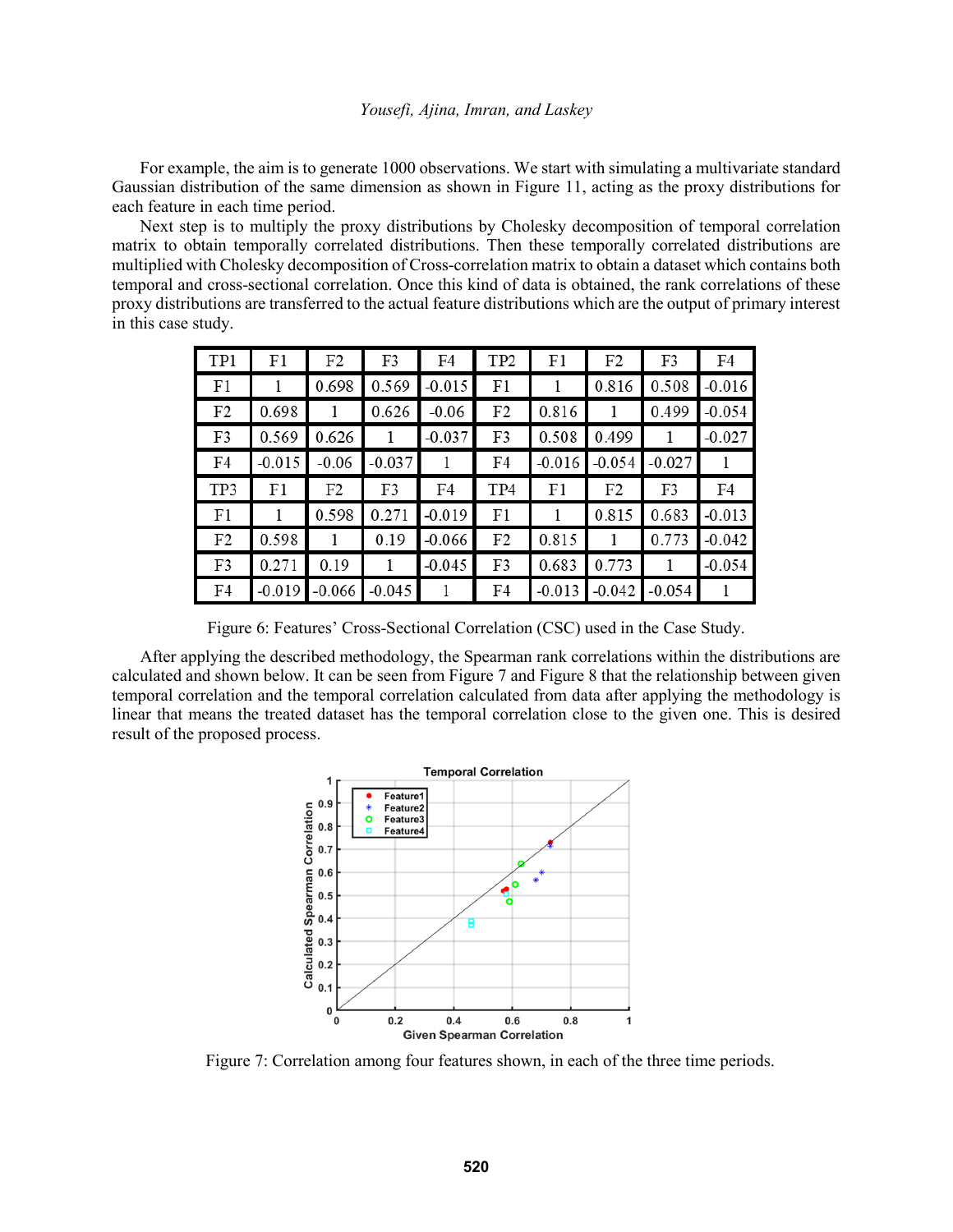For example, the aim is to generate 1000 observations. We start with simulating a multivariate standard Gaussian distribution of the same dimension as shown in Figure 11, acting as the proxy distributions for each feature in each time period.

Next step is to multiply the proxy distributions by Cholesky decomposition of temporal correlation matrix to obtain temporally correlated distributions. Then these temporally correlated distributions are multiplied with Cholesky decomposition of Cross-correlation matrix to obtain a dataset which contains both temporal and cross-sectional correlation. Once this kind of data is obtained, the rank correlations of these proxy distributions are transferred to the actual feature distributions which are the output of primary interest in this case study.

| TP1 | F1 | F2 | F3 | F4 | TP2 | F1 | F2 | F3 | F4 |
|---|---|---|---|---|---|---|---|---|---|
| F1 | 1 | 0.698 | 0.569 | -0.015 | F1 | 1 | 0.816 | 0.508 | -0.016 |
| F2 | 0.698 | 1 | 0.626 | -0.06 | F2 | 0.816 | 1 | 0.499 | -0.054 |
| F3 | 0.569 | 0.626 | 1 | -0.037 | F3 | 0.508 | 0.499 | 1 | -0.027 |
| F4 | -0.015 | -0.06 | -0.037 | 1 | F4 | -0.016 | -0.054 | -0.027 | 1 |
| TP3 | F1 | F2 | F3 | F4 | TP4 | F1 | F2 | F3 | F4 |
| F1 | 1 | 0.598 | 0.271 | -0.019 | F1 | 1 | 0.815 | 0.683 | -0.013 |
| F2 | 0.598 | 1 | 0.19 | -0.066 | F2 | 0.815 | 1 | 0.773 | -0.042 |
| F3 | 0.271 | 0.19 | 1 | -0.045 | F3 | 0.683 | 0.773 | 1 | -0.054 |
| F4 | -0.019 | -0.066 | -0.045 | 1 | F4 | -0.013 | -0.042 | -0.054 | 1 |

Figure 6: Features' Cross-Sectional Correlation (CSC) used in the Case Study.

After applying the described methodology, the Spearman rank correlations within the distributions are calculated and shown below. It can be seen from Figure 7 and Figure 8 that the relationship between given temporal correlation and the temporal correlation calculated from data after applying the methodology is linear that means the treated dataset has the temporal correlation close to the given one. This is desired result of the proposed process.

Temporal Correlation

Feature1
Feature2
Feature3
Feature4

Calculated Spearman Correlation

0
0.1
0.2
0.3
0.4
0.5
0.6
0.7
0.8
0.9
1

Given Spearman Correlation

0
0.2
0.4
0.6
0.8
1

Figure 7: Correlation among four features shown, in each of the three time periods.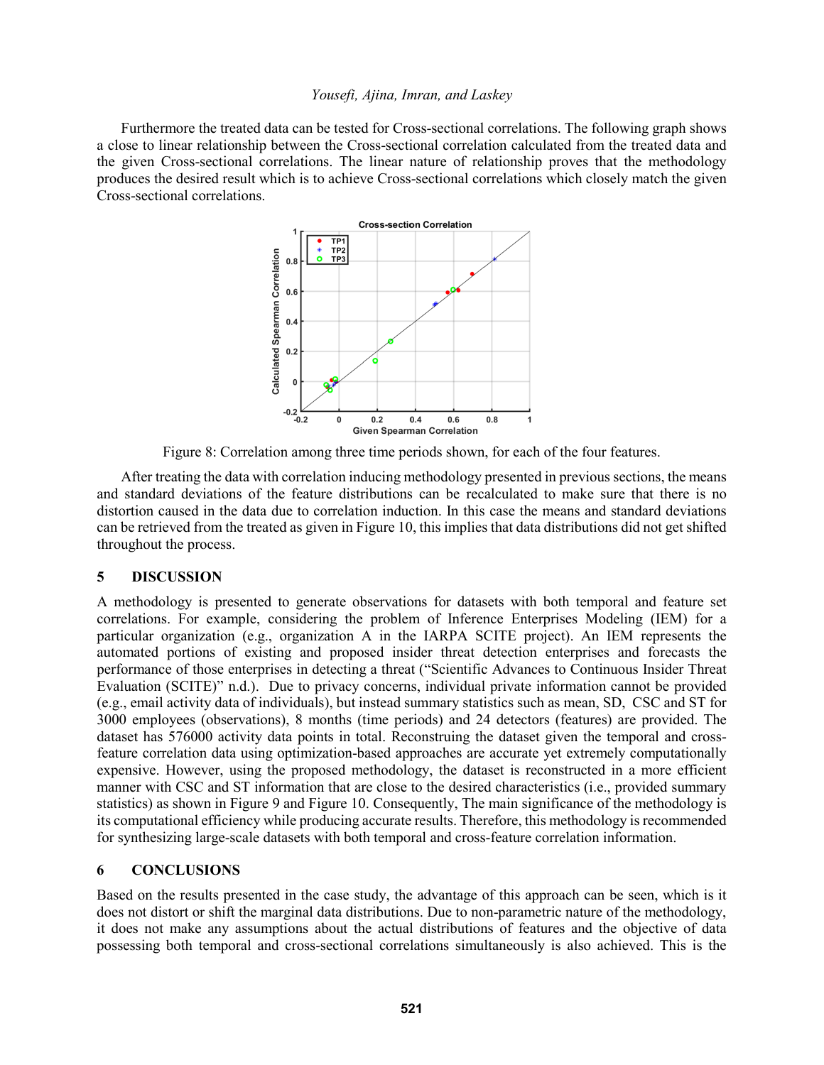Furthermore the treated data can be tested for Cross-sectional correlations. The following graph shows a close to linear relationship between the Cross-sectional correlation calculated from the treated data and the given Cross-sectional correlations. The linear nature of relationship proves that the methodology produces the desired result which is to achieve Cross-sectional correlations which closely match the given Cross-sectional correlations.

Cross-section Correlation

TP1
TP2
TP3

Calculated Spearman Correlation

1
0.8
0.6
0.4
0.2
0
-0.2

-0.2
0
0.2
0.4
0.6
0.8
1

Given Spearman Correlation

Figure 8: Correlation among three time periods shown, for each of the four features.

After treating the data with correlation inducing methodology presented in previous sections, the means and standard deviations of the feature distributions can be recalculated to make sure that there is no distortion caused in the data due to correlation induction. In this case the means and standard deviations can be retrieved from the treated as given in Figure 10, this implies that data distributions did not get shifted throughout the process.

## 5 DISCUSSION

A methodology is presented to generate observations for datasets with both temporal and feature set correlations. For example, considering the problem of Inference Enterprises Modeling (IEM) for a particular organization (e.g., organization A in the IARPA SCITE project). An IEM represents the automated portions of existing and proposed insider threat detection enterprises and forecasts the performance of those enterprises in detecting a threat ("Scientific Advances to Continuous Insider Threat Evaluation (SCITE)" n.d.). Due to privacy concerns, individual private information cannot be provided (e.g., email activity data of individuals), but instead summary statistics such as mean, SD, CSC and ST for 3000 employees (observations), 8 months (time periods) and 24 detectors (features) are provided. The dataset has 576000 activity data points in total. Reconstruing the dataset given the temporal and cross-feature correlation data using optimization-based approaches are accurate yet extremely computationally expensive. However, using the proposed methodology, the dataset is reconstructed in a more efficient manner with CSC and ST information that are close to the desired characteristics (i.e., provided summary statistics) as shown in Figure 9 and Figure 10. Consequently, The main significance of the methodology is its computational efficiency while producing accurate results. Therefore, this methodology is recommended for synthesizing large-scale datasets with both temporal and cross-feature correlation information.

## 6 CONCLUSIONS

Based on the results presented in the case study, the advantage of this approach can be seen, which is it does not distort or shift the marginal data distributions. Due to non-parametric nature of the methodology, it does not make any assumptions about the actual distributions of features and the objective of data possessing both temporal and cross-sectional correlations simultaneously is also achieved. This is the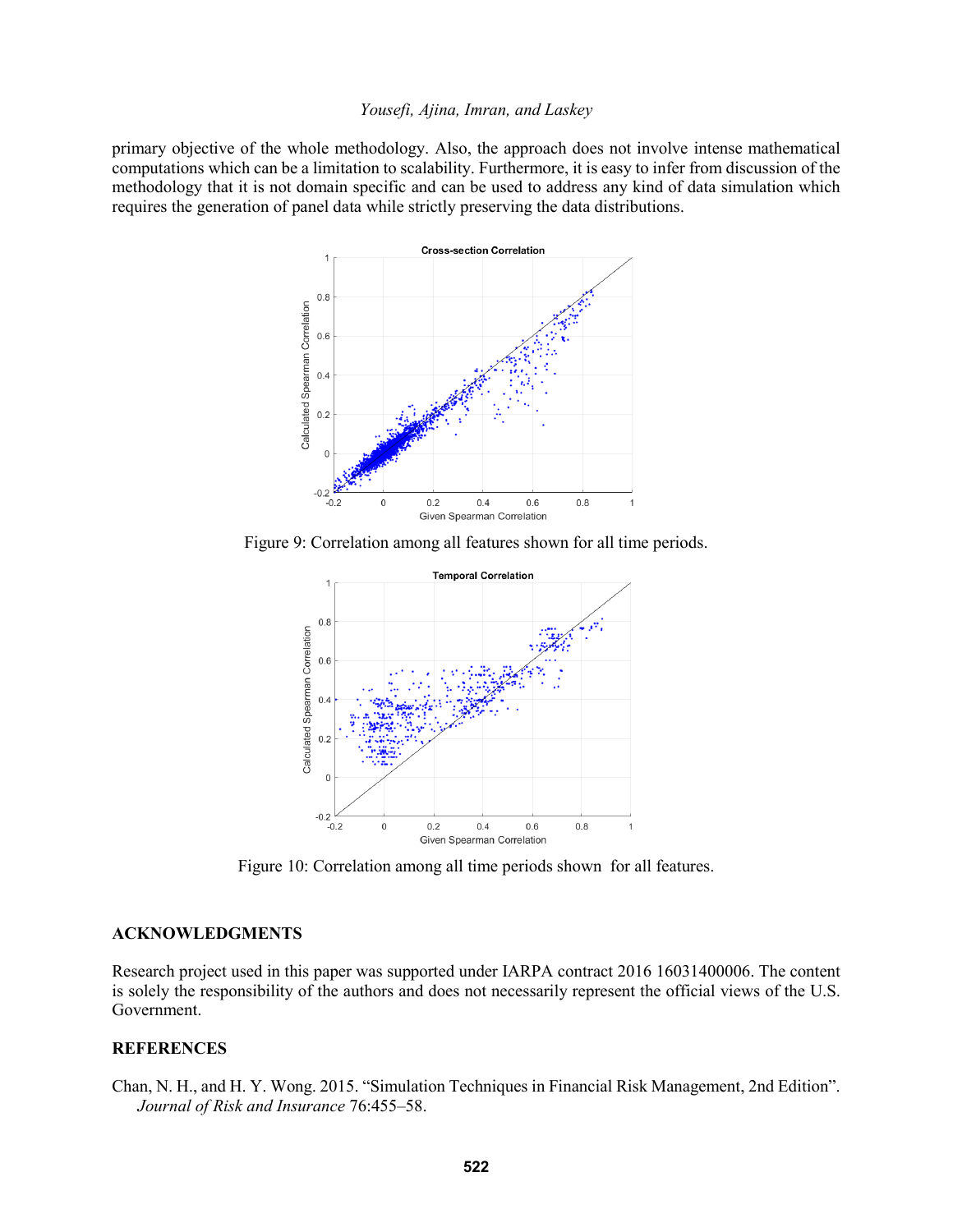primary objective of the whole methodology. Also, the approach does not involve intense mathematical computations which can be a limitation to scalability. Furthermore, it is easy to infer from discussion of the methodology that it is not domain specific and can be used to address any kind of data simulation which requires the generation of panel data while strictly preserving the data distributions.

Figure 9: Correlation among all features shown for all time periods.

Figure 10: Correlation among all time periods shown for all features.

## ACKNOWLEDGMENTS

Research project used in this paper was supported under IARPA contract 2016 16031400006. The content is solely the responsibility of the authors and does not necessarily represent the official views of the U.S. Government.

## REFERENCES

Chan, N. H., and H. Y. Wong. 2015. "Simulation Techniques in Financial Risk Management, 2nd Edition". *Journal of Risk and Insurance* 76:455–58.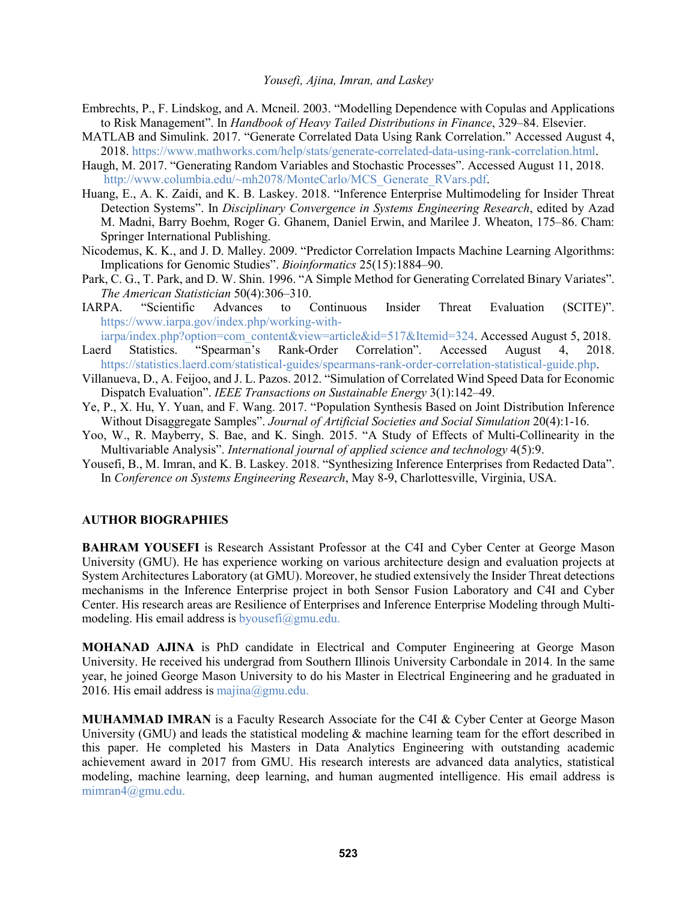Embrechts, P., F. Lindskog, and A. Mcneil. 2003. “Modelling Dependence with Copulas and Applications to Risk Management”. In *Handbook of Heavy Tailed Distributions in Finance*, 329–84. Elsevier.

MATLAB and Simulink. 2017. “Generate Correlated Data Using Rank Correlation.” Accessed August 4, 2018. https://www.mathworks.com/help/stats/generate-correlated-data-using-rank-correlation.html.

Haugh, M. 2017. “Generating Random Variables and Stochastic Processes”. Accessed August 11, 2018. http://www.columbia.edu/~mh2078/MonteCarlo/MCS_Generate_RVars.pdf.

Huang, E., A. K. Zaidi, and K. B. Laskey. 2018. “Inference Enterprise Multimodeling for Insider Threat Detection Systems”. In *Disciplinary Convergence in Systems Engineering Research*, edited by Azad M. Madni, Barry Boehm, Roger G. Ghanem, Daniel Erwin, and Marilee J. Wheaton, 175–86. Cham: Springer International Publishing.

Nicodemus, K. K., and J. D. Malley. 2009. “Predictor Correlation Impacts Machine Learning Algorithms: Implications for Genomic Studies”. *Bioinformatics* 25(15):1884–90.

Park, C. G., T. Park, and D. W. Shin. 1996. “A Simple Method for Generating Correlated Binary Variates”. *The American Statistician* 50(4):306–310.

IARPA. “Scientific Advances to Continuous Insider Threat Evaluation (SCITE)”. https://www.iarpa.gov/index.php/working-with-iarpa/index.php?option=com_content&view=article&id=517&Itemid=324. Accessed August 5, 2018.

Laerd Statistics. “Spearman’s Rank-Order Correlation”. Accessed August 4, 2018. https://statistics.laerd.com/statistical-guides/spearmans-rank-order-correlation-statistical-guide.php.

Villanueva, D., A. Feijoo, and J. L. Pazos. 2012. “Simulation of Correlated Wind Speed Data for Economic Dispatch Evaluation”. *IEEE Transactions on Sustainable Energy* 3(1):142–49.

Ye, P., X. Hu, Y. Yuan, and F. Wang. 2017. “Population Synthesis Based on Joint Distribution Inference Without Disaggregate Samples”. *Journal of Artificial Societies and Social Simulation* 20(4):1-16.

Yoo, W., R. Mayberry, S. Bae, and K. Singh. 2015. “A Study of Effects of Multi-Collinearity in the Multivariable Analysis”. *International journal of applied science and technology* 4(5):9.

Yousefi, B., M. Imran, and K. B. Laskey. 2018. “Synthesizing Inference Enterprises from Redacted Data”. In *Conference on Systems Engineering Research*, May 8-9, Charlottesville, Virginia, USA.

## AUTHOR BIOGRAPHIES

**BAHRAM YOUSEFI** is Research Assistant Professor at the C4I and Cyber Center at George Mason University (GMU). He has experience working on various architecture design and evaluation projects at System Architectures Laboratory (at GMU). Moreover, he studied extensively the Insider Threat detections mechanisms in the Inference Enterprise project in both Sensor Fusion Laboratory and C4I and Cyber Center. His research areas are Resilience of Enterprises and Inference Enterprise Modeling through Multi-modeling. His email address is byousefi@gmu.edu.

**MOHANAD AJINA** is PhD candidate in Electrical and Computer Engineering at George Mason University. He received his undergrad from Southern Illinois University Carbondale in 2014. In the same year, he joined George Mason University to do his Master in Electrical Engineering and he graduated in 2016. His email address is majina@gmu.edu.

**MUHAMMAD IMRAN** is a Faculty Research Associate for the C4I & Cyber Center at George Mason University (GMU) and leads the statistical modeling & machine learning team for the effort described in this paper. He completed his Masters in Data Analytics Engineering with outstanding academic achievement award in 2017 from GMU. His research interests are advanced data analytics, statistical modeling, machine learning, deep learning, and human augmented intelligence. His email address is mimran4@gmu.edu.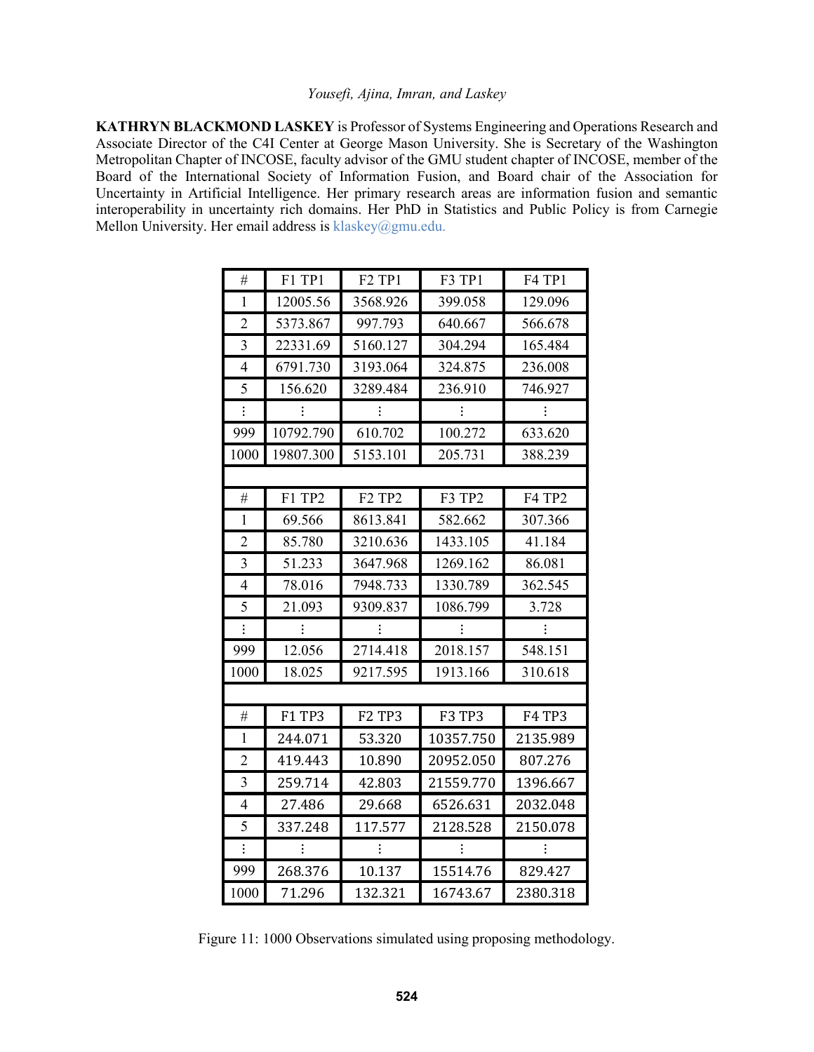**KATHRYN BLACKMOND LASKEY** is Professor of Systems Engineering and Operations Research and Associate Director of the C4I Center at George Mason University. She is Secretary of the Washington Metropolitan Chapter of INCOSE, faculty advisor of the GMU student chapter of INCOSE, member of the Board of the International Society of Information Fusion, and Board chair of the Association for Uncertainty in Artificial Intelligence. Her primary research areas are information fusion and semantic interoperability in uncertainty rich domains. Her PhD in Statistics and Public Policy is from Carnegie Mellon University. Her email address is klaskey@gmu.edu.

| # | F1 TP1 | F2 TP1 | F3 TP1 | F4 TP1 |
|---|---|---|---|---|
| 1 | 12005.56 | 3568.926 | 399.058 | 129.096 |
| 2 | 5373.867 | 997.793 | 640.667 | 566.678 |
| 3 | 22331.69 | 5160.127 | 304.294 | 165.484 |
| 4 | 6791.730 | 3193.064 | 324.875 | 236.008 |
| 5 | 156.620 | 3289.484 | 236.910 | 746.927 |
| ⋮ | ⋮ | ⋮ | ⋮ | ⋮ |
| 999 | 10792.790 | 610.702 | 100.272 | 633.620 |
| 1000 | 19807.300 | 5153.101 | 205.731 | 388.239 |
| | | | | |
| # | F1 TP2 | F2 TP2 | F3 TP2 | F4 TP2 |
| 1 | 69.566 | 8613.841 | 582.662 | 307.366 |
| 2 | 85.780 | 3210.636 | 1433.105 | 41.184 |
| 3 | 51.233 | 3647.968 | 1269.162 | 86.081 |
| 4 | 78.016 | 7948.733 | 1330.789 | 362.545 |
| 5 | 21.093 | 9309.837 | 1086.799 | 3.728 |
| ⋮ | ⋮ | ⋮ | ⋮ | ⋮ |
| 999 | 12.056 | 2714.418 | 2018.157 | 548.151 |
| 1000 | 18.025 | 9217.595 | 1913.166 | 310.618 |
| | | | | |
| # | F1 TP3 | F2 TP3 | F3 TP3 | F4 TP3 |
| 1 | 244.071 | 53.320 | 10357.750 | 2135.989 |
| 2 | 419.443 | 10.890 | 20952.050 | 807.276 |
| 3 | 259.714 | 42.803 | 21559.770 | 1396.667 |
| 4 | 27.486 | 29.668 | 6526.631 | 2032.048 |
| 5 | 337.248 | 117.577 | 2128.528 | 2150.078 |
| ⋮ | ⋮ | ⋮ | ⋮ | ⋮ |
| 999 | 268.376 | 10.137 | 15514.76 | 829.427 |
| 1000 | 71.296 | 132.321 | 16743.67 | 2380.318 |

Figure 11: 1000 Observations simulated using proposing methodology.